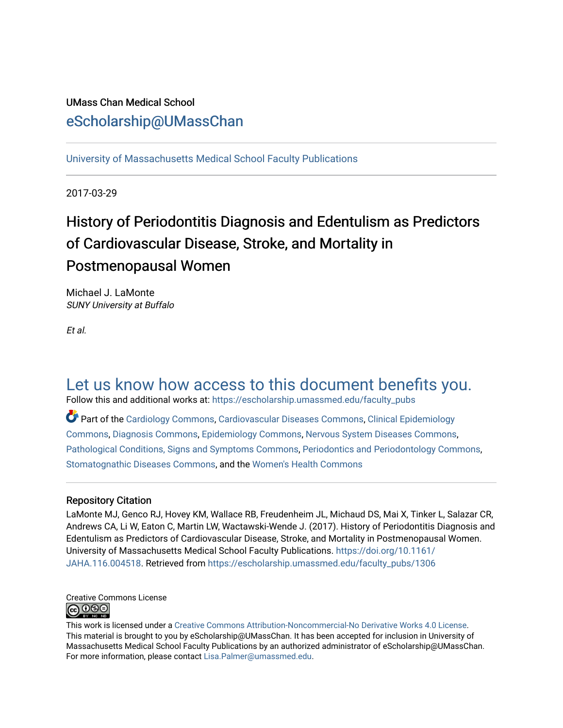UMass Chan Medical School

eScholarship@UMassChan

University of Massachusetts Medical School Faculty Publications

2017-03-29

# History of Periodontitis Diagnosis and Edentulism as Predictors of Cardiovascular Disease, Stroke, and Mortality in Postmenopausal Women

Michael J. LaMonte
*SUNY University at Buffalo*

*Et al.*

## Let us know how access to this document benefits you.

Follow this and additional works at: https://escholarship.umassmed.edu/faculty_pubs

Part of the Cardiology Commons, Cardiovascular Diseases Commons, Clinical Epidemiology Commons, Diagnosis Commons, Epidemiology Commons, Nervous System Diseases Commons, Pathological Conditions, Signs and Symptoms Commons, Periodontics and Periodontology Commons, Stomatognathic Diseases Commons, and the Women's Health Commons

### Repository Citation

LaMonte MJ, Genco RJ, Hovey KM, Wallace RB, Freudenheim JL, Michaud DS, Mai X, Tinker L, Salazar CR, Andrews CA, Li W, Eaton C, Martin LW, Wactawski-Wende J. (2017). History of Periodontitis Diagnosis and Edentulism as Predictors of Cardiovascular Disease, Stroke, and Mortality in Postmenopausal Women. University of Massachusetts Medical School Faculty Publications. https://doi.org/10.1161/JAHA.116.004518. Retrieved from https://escholarship.umassmed.edu/faculty_pubs/1306

Creative Commons License

This work is licensed under a Creative Commons Attribution-Noncommercial-No Derivative Works 4.0 License. This material is brought to you by eScholarship@UMassChan. It has been accepted for inclusion in University of Massachusetts Medical School Faculty Publications by an authorized administrator of eScholarship@UMassChan. For more information, please contact Lisa.Palmer@umassmed.edu.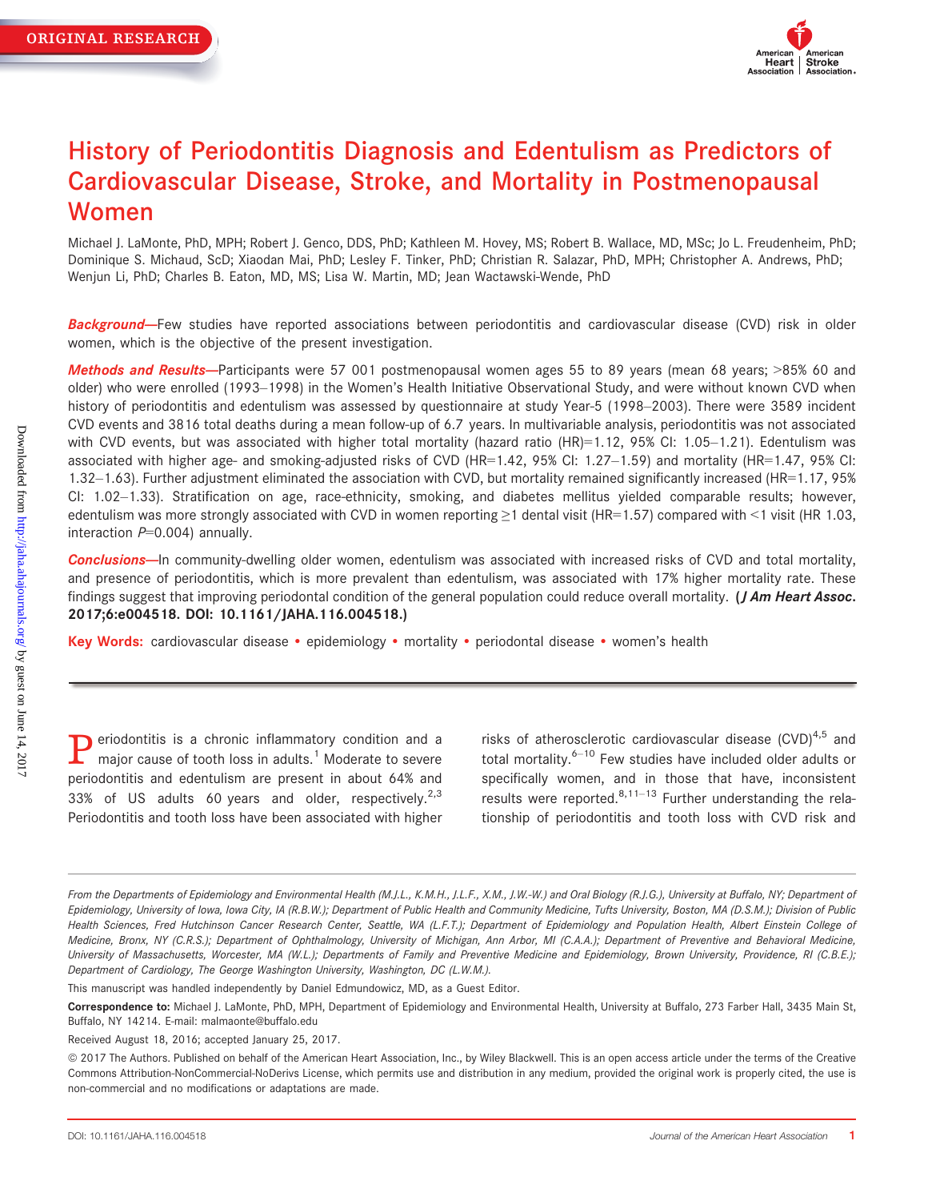# History of Periodontitis Diagnosis and Edentulism as Predictors of Cardiovascular Disease, Stroke, and Mortality in Postmenopausal Women

Michael J. LaMonte, PhD, MPH; Robert J. Genco, DDS, PhD; Kathleen M. Hovey, MS; Robert B. Wallace, MD, MSc; Jo L. Freudenheim, PhD; Dominique S. Michaud, ScD; Xiaodan Mai, PhD; Lesley F. Tinker, PhD; Christian R. Salazar, PhD, MPH; Christopher A. Andrews, PhD; Wenjun Li, PhD; Charles B. Eaton, MD, MS; Lisa W. Martin, MD; Jean Wactawski-Wende, PhD

***Background*—**Few studies have reported associations between periodontitis and cardiovascular disease (CVD) risk in older women, which is the objective of the present investigation.

***Methods and Results*—**Participants were 57 001 postmenopausal women ages 55 to 89 years (mean 68 years; >85% 60 and older) who were enrolled (1993–1998) in the Women's Health Initiative Observational Study, and were without known CVD when history of periodontitis and edentulism was assessed by questionnaire at study Year-5 (1998–2003). There were 3589 incident CVD events and 3816 total deaths during a mean follow-up of 6.7 years. In multivariable analysis, periodontitis was not associated with CVD events, but was associated with higher total mortality (hazard ratio (HR)=1.12, 95% CI: 1.05–1.21). Edentulism was associated with higher age- and smoking-adjusted risks of CVD (HR=1.42, 95% CI: 1.27–1.59) and mortality (HR=1.47, 95% CI: 1.32–1.63). Further adjustment eliminated the association with CVD, but mortality remained significantly increased (HR=1.17, 95% CI: 1.02–1.33). Stratification on age, race-ethnicity, smoking, and diabetes mellitus yielded comparable results; however, edentulism was more strongly associated with CVD in women reporting ≥1 dental visit (HR=1.57) compared with <1 visit (HR 1.03, interaction *P*=0.004) annually.

***Conclusions*—**In community-dwelling older women, edentulism was associated with increased risks of CVD and total mortality, and presence of periodontitis, which is more prevalent than edentulism, was associated with 17% higher mortality rate. These findings suggest that improving periodontal condition of the general population could reduce overall mortality. **(*J Am Heart Assoc*. 2017;6:e004518. DOI: 10.1161/JAHA.116.004518.)**

**Key Words:** cardiovascular disease • epidemiology • mortality • periodontal disease • women's health

Periodontitis is a chronic inflammatory condition and a major cause of tooth loss in adults.[1] Moderate to severe periodontitis and edentulism are present in about 64% and 33% of US adults 60 years and older, respectively.[2,3] Periodontitis and tooth loss have been associated with higher risks of atherosclerotic cardiovascular disease (CVD)[4,5] and total mortality.[6–10] Few studies have included older adults or specifically women, and in those that have, inconsistent results were reported.[8,11–13] Further understanding the relationship of periodontitis and tooth loss with CVD risk and

*From the Departments of Epidemiology and Environmental Health (M.J.L., K.M.H., J.L.F., X.M., J.W.-W.) and Oral Biology (R.J.G.), University at Buffalo, NY; Department of Epidemiology, University of Iowa, Iowa City, IA (R.B.W.); Department of Public Health and Community Medicine, Tufts University, Boston, MA (D.S.M.); Division of Public Health Sciences, Fred Hutchinson Cancer Research Center, Seattle, WA (L.F.T.); Department of Epidemiology and Population Health, Albert Einstein College of Medicine, Bronx, NY (C.R.S.); Department of Ophthalmology, University of Michigan, Ann Arbor, MI (C.A.A.); Department of Preventive and Behavioral Medicine, University of Massachusetts, Worcester, MA (W.L.); Departments of Family and Preventive Medicine and Epidemiology, Brown University, Providence, RI (C.B.E.); Department of Cardiology, The George Washington University, Washington, DC (L.W.M.).*

This manuscript was handled independently by Daniel Edmundowicz, MD, as a Guest Editor.

**Correspondence to:** Michael J. LaMonte, PhD, MPH, Department of Epidemiology and Environmental Health, University at Buffalo, 273 Farber Hall, 3435 Main St, Buffalo, NY 14214. E-mail: malmaonte@buffalo.edu

Received August 18, 2016; accepted January 25, 2017.

© 2017 The Authors. Published on behalf of the American Heart Association, Inc., by Wiley Blackwell. This is an open access article under the terms of the Creative Commons Attribution-NonCommercial-NoDerivs License, which permits use and distribution in any medium, provided the original work is properly cited, the use is non-commercial and no modifications or adaptations are made.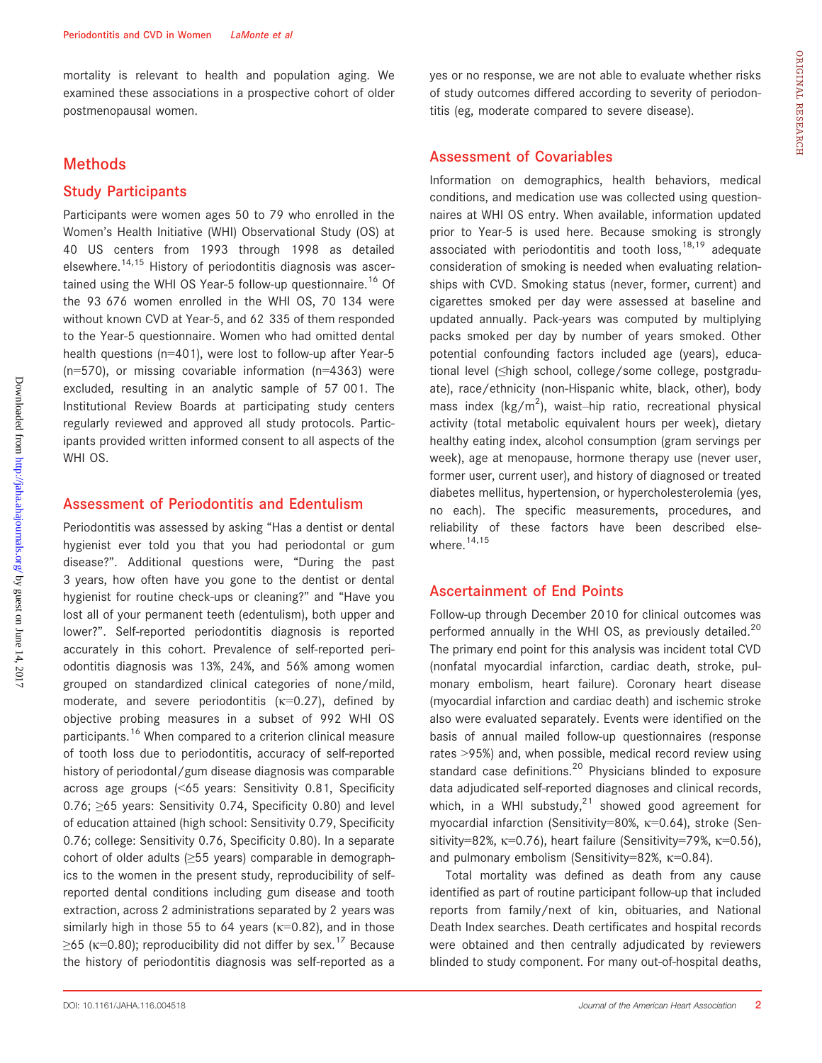mortality is relevant to health and population aging. We examined these associations in a prospective cohort of older postmenopausal women.

## Methods

### Study Participants

Participants were women ages 50 to 79 who enrolled in the Women's Health Initiative (WHI) Observational Study (OS) at 40 US centers from 1993 through 1998 as detailed elsewhere.[14,15] History of periodontitis diagnosis was ascertained using the WHI OS Year-5 follow-up questionnaire.[16] Of the 93 676 women enrolled in the WHI OS, 70 134 were without known CVD at Year-5, and 62 335 of them responded to the Year-5 questionnaire. Women who had omitted dental health questions (n=401), were lost to follow-up after Year-5 (n=570), or missing covariable information (n=4363) were excluded, resulting in an analytic sample of 57 001. The Institutional Review Boards at participating study centers regularly reviewed and approved all study protocols. Participants provided written informed consent to all aspects of the WHI OS.

### Assessment of Periodontitis and Edentulism

Periodontitis was assessed by asking "Has a dentist or dental hygienist ever told you that you had periodontal or gum disease?". Additional questions were, "During the past 3 years, how often have you gone to the dentist or dental hygienist for routine check-ups or cleaning?" and "Have you lost all of your permanent teeth (edentulism), both upper and lower?". Self-reported periodontitis diagnosis is reported accurately in this cohort. Prevalence of self-reported periodontitis diagnosis was 13%, 24%, and 56% among women grouped on standardized clinical categories of none/mild, moderate, and severe periodontitis (κ=0.27), defined by objective probing measures in a subset of 992 WHI OS participants.[16] When compared to a criterion clinical measure of tooth loss due to periodontitis, accuracy of self-reported history of periodontal/gum disease diagnosis was comparable across age groups (<65 years: Sensitivity 0.81, Specificity 0.76; ≥65 years: Sensitivity 0.74, Specificity 0.80) and level of education attained (high school: Sensitivity 0.79, Specificity 0.76; college: Sensitivity 0.76, Specificity 0.80). In a separate cohort of older adults (≥55 years) comparable in demographics to the women in the present study, reproducibility of self-reported dental conditions including gum disease and tooth extraction, across 2 administrations separated by 2 years was similarly high in those 55 to 64 years (κ=0.82), and in those ≥65 (κ=0.80); reproducibility did not differ by sex.[17] Because the history of periodontitis diagnosis was self-reported as a yes or no response, we are not able to evaluate whether risks of study outcomes differed according to severity of periodontitis (eg, moderate compared to severe disease).

### Assessment of Covariables

Information on demographics, health behaviors, medical conditions, and medication use was collected using questionnaires at WHI OS entry. When available, information updated prior to Year-5 is used here. Because smoking is strongly associated with periodontitis and tooth loss,[18,19] adequate consideration of smoking is needed when evaluating relationships with CVD. Smoking status (never, former, current) and cigarettes smoked per day were assessed at baseline and updated annually. Pack-years was computed by multiplying packs smoked per day by number of years smoked. Other potential confounding factors included age (years), educational level (≤high school, college/some college, postgraduate), race/ethnicity (non-Hispanic white, black, other), body mass index (kg/m$^2$), waist–hip ratio, recreational physical activity (total metabolic equivalent hours per week), dietary healthy eating index, alcohol consumption (gram servings per week), age at menopause, hormone therapy use (never user, former user, current user), and history of diagnosed or treated diabetes mellitus, hypertension, or hypercholesterolemia (yes, no each). The specific measurements, procedures, and reliability of these factors have been described elsewhere.[14,15]

### Ascertainment of End Points

Follow-up through December 2010 for clinical outcomes was performed annually in the WHI OS, as previously detailed.[20] The primary end point for this analysis was incident total CVD (nonfatal myocardial infarction, cardiac death, stroke, pulmonary embolism, heart failure). Coronary heart disease (myocardial infarction and cardiac death) and ischemic stroke also were evaluated separately. Events were identified on the basis of annual mailed follow-up questionnaires (response rates >95%) and, when possible, medical record review using standard case definitions.[20] Physicians blinded to exposure data adjudicated self-reported diagnoses and clinical records, which, in a WHI substudy,[21] showed good agreement for myocardial infarction (Sensitivity=80%, κ=0.64), stroke (Sensitivity=82%, κ=0.76), heart failure (Sensitivity=79%, κ=0.56), and pulmonary embolism (Sensitivity=82%, κ=0.84).

Total mortality was defined as death from any cause identified as part of routine participant follow-up that included reports from family/next of kin, obituaries, and National Death Index searches. Death certificates and hospital records were obtained and then centrally adjudicated by reviewers blinded to study component. For many out-of-hospital deaths,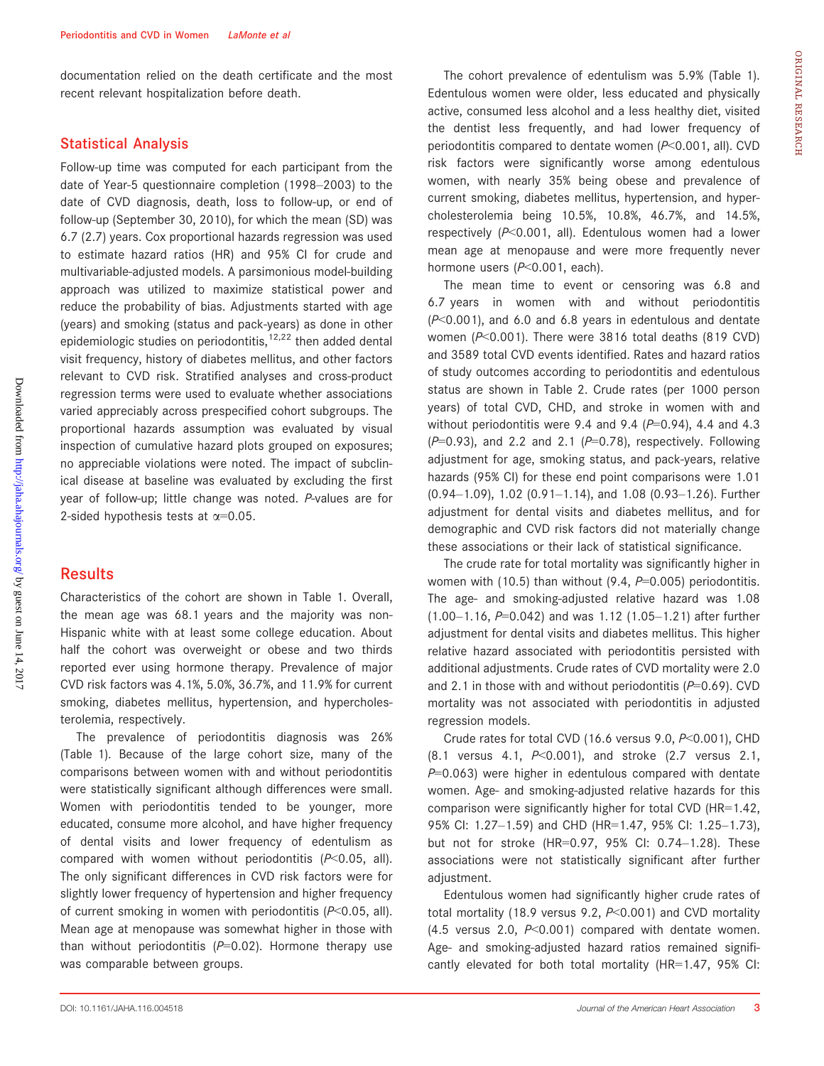documentation relied on the death certificate and the most recent relevant hospitalization before death.

## Statistical Analysis

Follow-up time was computed for each participant from the date of Year-5 questionnaire completion (1998–2003) to the date of CVD diagnosis, death, loss to follow-up, or end of follow-up (September 30, 2010), for which the mean (SD) was 6.7 (2.7) years. Cox proportional hazards regression was used to estimate hazard ratios (HR) and 95% CI for crude and multivariable-adjusted models. A parsimonious model-building approach was utilized to maximize statistical power and reduce the probability of bias. Adjustments started with age (years) and smoking (status and pack-years) as done in other epidemiologic studies on periodontitis,[12,22] then added dental visit frequency, history of diabetes mellitus, and other factors relevant to CVD risk. Stratified analyses and cross-product regression terms were used to evaluate whether associations varied appreciably across prespecified cohort subgroups. The proportional hazards assumption was evaluated by visual inspection of cumulative hazard plots grouped on exposures; no appreciable violations were noted. The impact of subclinical disease at baseline was evaluated by excluding the first year of follow-up; little change was noted. *P*-values are for 2-sided hypothesis tests at $\alpha$=0.05.

## Results

Characteristics of the cohort are shown in Table 1. Overall, the mean age was 68.1 years and the majority was non-Hispanic white with at least some college education. About half the cohort was overweight or obese and two thirds reported ever using hormone therapy. Prevalence of major CVD risk factors was 4.1%, 5.0%, 36.7%, and 11.9% for current smoking, diabetes mellitus, hypertension, and hypercholesterolemia, respectively.

The prevalence of periodontitis diagnosis was 26% (Table 1). Because of the large cohort size, many of the comparisons between women with and without periodontitis were statistically significant although differences were small. Women with periodontitis tended to be younger, more educated, consume more alcohol, and have higher frequency of dental visits and lower frequency of edentulism as compared with women without periodontitis ($P<0.05$, all). The only significant differences in CVD risk factors were for slightly lower frequency of hypertension and higher frequency of current smoking in women with periodontitis ($P<0.05$, all). Mean age at menopause was somewhat higher in those with than without periodontitis ($P$=0.02). Hormone therapy use was comparable between groups.

The cohort prevalence of edentulism was 5.9% (Table 1). Edentulous women were older, less educated and physically active, consumed less alcohol and a less healthy diet, visited the dentist less frequently, and had lower frequency of periodontitis compared to dentate women ($P<0.001$, all). CVD risk factors were significantly worse among edentulous women, with nearly 35% being obese and prevalence of current smoking, diabetes mellitus, hypertension, and hypercholesterolemia being 10.5%, 10.8%, 46.7%, and 14.5%, respectively ($P<0.001$, all). Edentulous women had a lower mean age at menopause and were more frequently never hormone users ($P<0.001$, each).

The mean time to event or censoring was 6.8 and 6.7 years in women with and without periodontitis ($P<0.001$), and 6.0 and 6.8 years in edentulous and dentate women ($P<0.001$). There were 3816 total deaths (819 CVD) and 3589 total CVD events identified. Rates and hazard ratios of study outcomes according to periodontitis and edentulous status are shown in Table 2. Crude rates (per 1000 person years) of total CVD, CHD, and stroke in women with and without periodontitis were 9.4 and 9.4 ($P$=0.94), 4.4 and 4.3 ($P$=0.93), and 2.2 and 2.1 ($P$=0.78), respectively. Following adjustment for age, smoking status, and pack-years, relative hazards (95% CI) for these end point comparisons were 1.01 (0.94–1.09), 1.02 (0.91–1.14), and 1.08 (0.93–1.26). Further adjustment for dental visits and diabetes mellitus, and for demographic and CVD risk factors did not materially change these associations or their lack of statistical significance.

The crude rate for total mortality was significantly higher in women with (10.5) than without (9.4, $P$=0.005) periodontitis. The age- and smoking-adjusted relative hazard was 1.08 (1.00–1.16, $P$=0.042) and was 1.12 (1.05–1.21) after further adjustment for dental visits and diabetes mellitus. This higher relative hazard associated with periodontitis persisted with additional adjustments. Crude rates of CVD mortality were 2.0 and 2.1 in those with and without periodontitis ($P$=0.69). CVD mortality was not associated with periodontitis in adjusted regression models.

Crude rates for total CVD (16.6 versus 9.0, $P<0.001$), CHD (8.1 versus 4.1, $P<0.001$), and stroke (2.7 versus 2.1, $P$=0.063) were higher in edentulous compared with dentate women. Age- and smoking-adjusted relative hazards for this comparison were significantly higher for total CVD (HR=1.42, 95% CI: 1.27–1.59) and CHD (HR=1.47, 95% CI: 1.25–1.73), but not for stroke (HR=0.97, 95% CI: 0.74–1.28). These associations were not statistically significant after further adjustment.

Edentulous women had significantly higher crude rates of total mortality (18.9 versus 9.2, $P<0.001$) and CVD mortality (4.5 versus 2.0, $P<0.001$) compared with dentate women. Age- and smoking-adjusted hazard ratios remained significantly elevated for both total mortality (HR=1.47, 95% CI: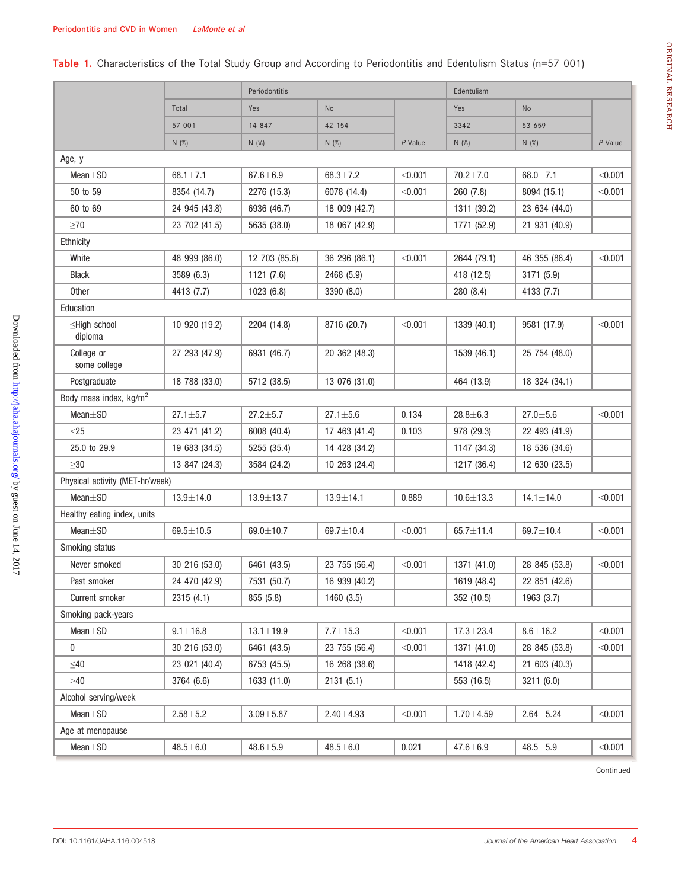**Table 1.** Characteristics of the Total Study Group and According to Periodontitis and Edentulism Status (n=57 001)

| | Total | Periodontitis | | | Edentulism | | |
|---|---|---|---|---|---|---|---|
| | | Yes | No | | Yes | No | |
| | 57 001 | 14 847 | 42 154 | | 3342 | 53 659 | |
| | N (%) | N (%) | N (%) | *P* Value | N (%) | N (%) | *P* Value |
| Age, y | | | | | | | |
| Mean±SD | 68.1±7.1 | 67.6±6.9 | 68.3±7.2 | <0.001 | 70.2±7.0 | 68.0±7.1 | <0.001 |
| 50 to 59 | 8354 (14.7) | 2276 (15.3) | 6078 (14.4) | <0.001 | 260 (7.8) | 8094 (15.1) | <0.001 |
| 60 to 69 | 24 945 (43.8) | 6936 (46.7) | 18 009 (42.7) | | 1311 (39.2) | 23 634 (44.0) | |
| ≥70 | 23 702 (41.5) | 5635 (38.0) | 18 067 (42.9) | | 1771 (52.9) | 21 931 (40.9) | |
| Ethnicity | | | | | | | |
| White | 48 999 (86.0) | 12 703 (85.6) | 36 296 (86.1) | <0.001 | 2644 (79.1) | 46 355 (86.4) | <0.001 |
| Black | 3589 (6.3) | 1121 (7.6) | 2468 (5.9) | | 418 (12.5) | 3171 (5.9) | |
| Other | 4413 (7.7) | 1023 (6.8) | 3390 (8.0) | | 280 (8.4) | 4133 (7.7) | |
| Education | | | | | | | |
| ≤High school diploma | 10 920 (19.2) | 2204 (14.8) | 8716 (20.7) | <0.001 | 1339 (40.1) | 9581 (17.9) | <0.001 |
| College or some college | 27 293 (47.9) | 6931 (46.7) | 20 362 (48.3) | | 1539 (46.1) | 25 754 (48.0) | |
| Postgraduate | 18 788 (33.0) | 5712 (38.5) | 13 076 (31.0) | | 464 (13.9) | 18 324 (34.1) | |
| Body mass index, kg/m$^2$ | | | | | | | |
| Mean±SD | 27.1±5.7 | 27.2±5.7 | 27.1±5.6 | 0.134 | 28.8±6.3 | 27.0±5.6 | <0.001 |
| <25 | 23 471 (41.2) | 6008 (40.4) | 17 463 (41.4) | 0.103 | 978 (29.3) | 22 493 (41.9) | |
| 25.0 to 29.9 | 19 683 (34.5) | 5255 (35.4) | 14 428 (34.2) | | 1147 (34.3) | 18 536 (34.6) | |
| ≥30 | 13 847 (24.3) | 3584 (24.2) | 10 263 (24.4) | | 1217 (36.4) | 12 630 (23.5) | |
| Physical activity (MET-hr/week) | | | | | | | |
| Mean±SD | 13.9±14.0 | 13.9±13.7 | 13.9±14.1 | 0.889 | 10.6±13.3 | 14.1±14.0 | <0.001 |
| Healthy eating index, units | | | | | | | |
| Mean±SD | 69.5±10.5 | 69.0±10.7 | 69.7±10.4 | <0.001 | 65.7±11.4 | 69.7±10.4 | <0.001 |
| Smoking status | | | | | | | |
| Never smoked | 30 216 (53.0) | 6461 (43.5) | 23 755 (56.4) | <0.001 | 1371 (41.0) | 28 845 (53.8) | <0.001 |
| Past smoker | 24 470 (42.9) | 7531 (50.7) | 16 939 (40.2) | | 1619 (48.4) | 22 851 (42.6) | |
| Current smoker | 2315 (4.1) | 855 (5.8) | 1460 (3.5) | | 352 (10.5) | 1963 (3.7) | |
| Smoking pack-years | | | | | | | |
| Mean±SD | 9.1±16.8 | 13.1±19.9 | 7.7±15.3 | <0.001 | 17.3±23.4 | 8.6±16.2 | <0.001 |
| 0 | 30 216 (53.0) | 6461 (43.5) | 23 755 (56.4) | <0.001 | 1371 (41.0) | 28 845 (53.8) | <0.001 |
| ≤40 | 23 021 (40.4) | 6753 (45.5) | 16 268 (38.6) | | 1418 (42.4) | 21 603 (40.3) | |
| >40 | 3764 (6.6) | 1633 (11.0) | 2131 (5.1) | | 553 (16.5) | 3211 (6.0) | |
| Alcohol serving/week | | | | | | | |
| Mean±SD | 2.58±5.2 | 3.09±5.87 | 2.40±4.93 | <0.001 | 1.70±4.59 | 2.64±5.24 | <0.001 |
| Age at menopause | | | | | | | |
| Mean±SD | 48.5±6.0 | 48.6±5.9 | 48.5±6.0 | 0.021 | 47.6±6.9 | 48.5±5.9 | <0.001 |

Continued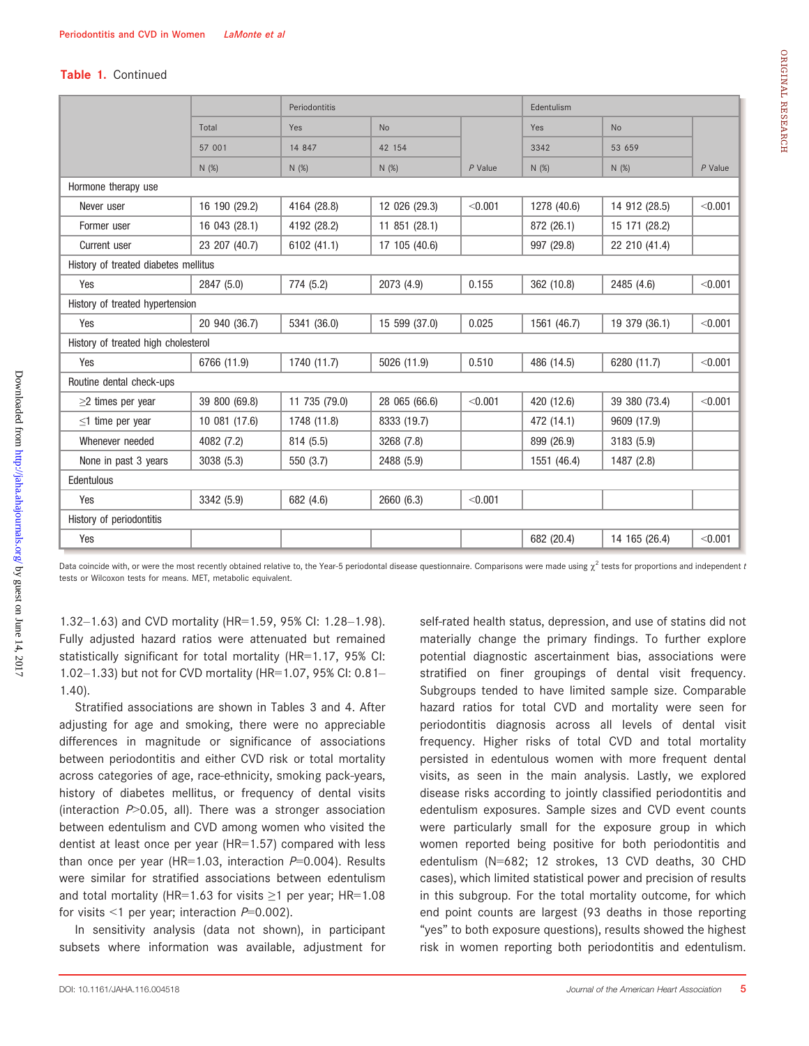**Table 1.** Continued

| | Total | Periodontitis | | | Edentulism | | |
|---|---|---|---|---|---|---|---|
| | | Yes | No | | Yes | No | |
| | 57 001 | 14 847 | 42 154 | | 3342 | 53 659 | |
| | N (%) | N (%) | N (%) | *P* Value | N (%) | N (%) | *P* Value |
| Hormone therapy use | | | | | | | |
| Never user | 16 190 (29.2) | 4164 (28.8) | 12 026 (29.3) | <0.001 | 1278 (40.6) | 14 912 (28.5) | <0.001 |
| Former user | 16 043 (28.1) | 4192 (28.2) | 11 851 (28.1) | | 872 (26.1) | 15 171 (28.2) | |
| Current user | 23 207 (40.7) | 6102 (41.1) | 17 105 (40.6) | | 997 (29.8) | 22 210 (41.4) | |
| History of treated diabetes mellitus | | | | | | | |
| Yes | 2847 (5.0) | 774 (5.2) | 2073 (4.9) | 0.155 | 362 (10.8) | 2485 (4.6) | <0.001 |
| History of treated hypertension | | | | | | | |
| Yes | 20 940 (36.7) | 5341 (36.0) | 15 599 (37.0) | 0.025 | 1561 (46.7) | 19 379 (36.1) | <0.001 |
| History of treated high cholesterol | | | | | | | |
| Yes | 6766 (11.9) | 1740 (11.7) | 5026 (11.9) | 0.510 | 486 (14.5) | 6280 (11.7) | <0.001 |
| Routine dental check-ups | | | | | | | |
| ≥2 times per year | 39 800 (69.8) | 11 735 (79.0) | 28 065 (66.6) | <0.001 | 420 (12.6) | 39 380 (73.4) | <0.001 |
| ≤1 time per year | 10 081 (17.6) | 1748 (11.8) | 8333 (19.7) | | 472 (14.1) | 9609 (17.9) | |
| Whenever needed | 4082 (7.2) | 814 (5.5) | 3268 (7.8) | | 899 (26.9) | 3183 (5.9) | |
| None in past 3 years | 3038 (5.3) | 550 (3.7) | 2488 (5.9) | | 1551 (46.4) | 1487 (2.8) | |
| Edentulous | | | | | | | |
| Yes | 3342 (5.9) | 682 (4.6) | 2660 (6.3) | <0.001 | | | |
| History of periodontitis | | | | | | | |
| Yes | | | | | 682 (20.4) | 14 165 (26.4) | <0.001 |

Data coincide with, or were the most recently obtained relative to, the Year-5 periodontal disease questionnaire. Comparisons were made using $\chi^2$ tests for proportions and independent *t* tests or Wilcoxon tests for means. MET, metabolic equivalent.

1.32–1.63) and CVD mortality (HR=1.59, 95% CI: 1.28–1.98). Fully adjusted hazard ratios were attenuated but remained statistically significant for total mortality (HR=1.17, 95% CI: 1.02–1.33) but not for CVD mortality (HR=1.07, 95% CI: 0.81–1.40).

Stratified associations are shown in Tables 3 and 4. After adjusting for age and smoking, there were no appreciable differences in magnitude or significance of associations between periodontitis and either CVD risk or total mortality across categories of age, race-ethnicity, smoking pack-years, history of diabetes mellitus, or frequency of dental visits (interaction *P*>0.05, all). There was a stronger association between edentulism and CVD among women who visited the dentist at least once per year (HR=1.57) compared with less than once per year (HR=1.03, interaction *P*=0.004). Results were similar for stratified associations between edentulism and total mortality (HR=1.63 for visits ≥1 per year; HR=1.08 for visits <1 per year; interaction *P*=0.002).

In sensitivity analysis (data not shown), in participant subsets where information was available, adjustment for self-rated health status, depression, and use of statins did not materially change the primary findings. To further explore potential diagnostic ascertainment bias, associations were stratified on finer groupings of dental visit frequency. Subgroups tended to have limited sample size. Comparable hazard ratios for total CVD and mortality were seen for periodontitis diagnosis across all levels of dental visit frequency. Higher risks of total CVD and total mortality persisted in edentulous women with more frequent dental visits, as seen in the main analysis. Lastly, we explored disease risks according to jointly classified periodontitis and edentulism exposures. Sample sizes and CVD event counts were particularly small for the exposure group in which women reported being positive for both periodontitis and edentulism (N=682; 12 strokes, 13 CVD deaths, 30 CHD cases), which limited statistical power and precision of results in this subgroup. For the total mortality outcome, for which end point counts are largest (93 deaths in those reporting "yes" to both exposure questions), results showed the highest risk in women reporting both periodontitis and edentulism.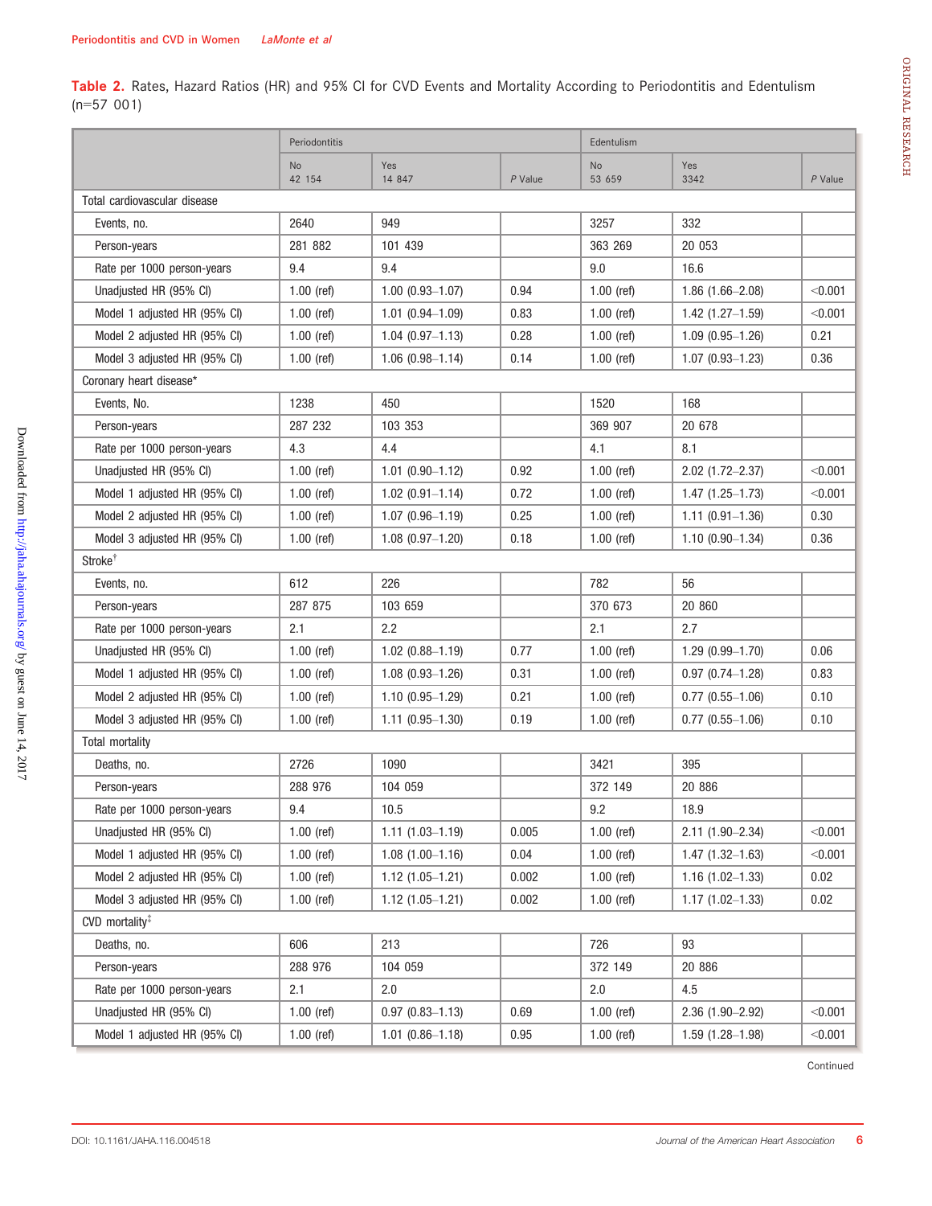**Table 2.** Rates, Hazard Ratios (HR) and 95% CI for CVD Events and Mortality According to Periodontitis and Edentulism (n=57 001)

| | Periodontitis | | | Edentulism | | |
|---|---|---|---|---|---|---|
| | No 42 154 | Yes 14 847 | *P* Value | No 53 659 | Yes 3342 | *P* Value |
| Total cardiovascular disease | | | | | | |
| Events, no. | 2640 | 949 | | 3257 | 332 | |
| Person-years | 281 882 | 101 439 | | 363 269 | 20 053 | |
| Rate per 1000 person-years | 9.4 | 9.4 | | 9.0 | 16.6 | |
| Unadjusted HR (95% CI) | 1.00 (ref) | 1.00 (0.93–1.07) | 0.94 | 1.00 (ref) | 1.86 (1.66–2.08) | <0.001 |
| Model 1 adjusted HR (95% CI) | 1.00 (ref) | 1.01 (0.94–1.09) | 0.83 | 1.00 (ref) | 1.42 (1.27–1.59) | <0.001 |
| Model 2 adjusted HR (95% CI) | 1.00 (ref) | 1.04 (0.97–1.13) | 0.28 | 1.00 (ref) | 1.09 (0.95–1.26) | 0.21 |
| Model 3 adjusted HR (95% CI) | 1.00 (ref) | 1.06 (0.98–1.14) | 0.14 | 1.00 (ref) | 1.07 (0.93–1.23) | 0.36 |
| Coronary heart disease* | | | | | | |
| Events, No. | 1238 | 450 | | 1520 | 168 | |
| Person-years | 287 232 | 103 353 | | 369 907 | 20 678 | |
| Rate per 1000 person-years | 4.3 | 4.4 | | 4.1 | 8.1 | |
| Unadjusted HR (95% CI) | 1.00 (ref) | 1.01 (0.90–1.12) | 0.92 | 1.00 (ref) | 2.02 (1.72–2.37) | <0.001 |
| Model 1 adjusted HR (95% CI) | 1.00 (ref) | 1.02 (0.91–1.14) | 0.72 | 1.00 (ref) | 1.47 (1.25–1.73) | <0.001 |
| Model 2 adjusted HR (95% CI) | 1.00 (ref) | 1.07 (0.96–1.19) | 0.25 | 1.00 (ref) | 1.11 (0.91–1.36) | 0.30 |
| Model 3 adjusted HR (95% CI) | 1.00 (ref) | 1.08 (0.97–1.20) | 0.18 | 1.00 (ref) | 1.10 (0.90–1.34) | 0.36 |
| Stroke† | | | | | | |
| Events, no. | 612 | 226 | | 782 | 56 | |
| Person-years | 287 875 | 103 659 | | 370 673 | 20 860 | |
| Rate per 1000 person-years | 2.1 | 2.2 | | 2.1 | 2.7 | |
| Unadjusted HR (95% CI) | 1.00 (ref) | 1.02 (0.88–1.19) | 0.77 | 1.00 (ref) | 1.29 (0.99–1.70) | 0.06 |
| Model 1 adjusted HR (95% CI) | 1.00 (ref) | 1.08 (0.93–1.26) | 0.31 | 1.00 (ref) | 0.97 (0.74–1.28) | 0.83 |
| Model 2 adjusted HR (95% CI) | 1.00 (ref) | 1.10 (0.95–1.29) | 0.21 | 1.00 (ref) | 0.77 (0.55–1.06) | 0.10 |
| Model 3 adjusted HR (95% CI) | 1.00 (ref) | 1.11 (0.95–1.30) | 0.19 | 1.00 (ref) | 0.77 (0.55–1.06) | 0.10 |
| Total mortality | | | | | | |
| Deaths, no. | 2726 | 1090 | | 3421 | 395 | |
| Person-years | 288 976 | 104 059 | | 372 149 | 20 886 | |
| Rate per 1000 person-years | 9.4 | 10.5 | | 9.2 | 18.9 | |
| Unadjusted HR (95% CI) | 1.00 (ref) | 1.11 (1.03–1.19) | 0.005 | 1.00 (ref) | 2.11 (1.90–2.34) | <0.001 |
| Model 1 adjusted HR (95% CI) | 1.00 (ref) | 1.08 (1.00–1.16) | 0.04 | 1.00 (ref) | 1.47 (1.32–1.63) | <0.001 |
| Model 2 adjusted HR (95% CI) | 1.00 (ref) | 1.12 (1.05–1.21) | 0.002 | 1.00 (ref) | 1.16 (1.02–1.33) | 0.02 |
| Model 3 adjusted HR (95% CI) | 1.00 (ref) | 1.12 (1.05–1.21) | 0.002 | 1.00 (ref) | 1.17 (1.02–1.33) | 0.02 |
| CVD mortality‡ | | | | | | |
| Deaths, no. | 606 | 213 | | 726 | 93 | |
| Person-years | 288 976 | 104 059 | | 372 149 | 20 886 | |
| Rate per 1000 person-years | 2.1 | 2.0 | | 2.0 | 4.5 | |
| Unadjusted HR (95% CI) | 1.00 (ref) | 0.97 (0.83–1.13) | 0.69 | 1.00 (ref) | 2.36 (1.90–2.92) | <0.001 |
| Model 1 adjusted HR (95% CI) | 1.00 (ref) | 1.01 (0.86–1.18) | 0.95 | 1.00 (ref) | 1.59 (1.28–1.98) | <0.001 |

Continued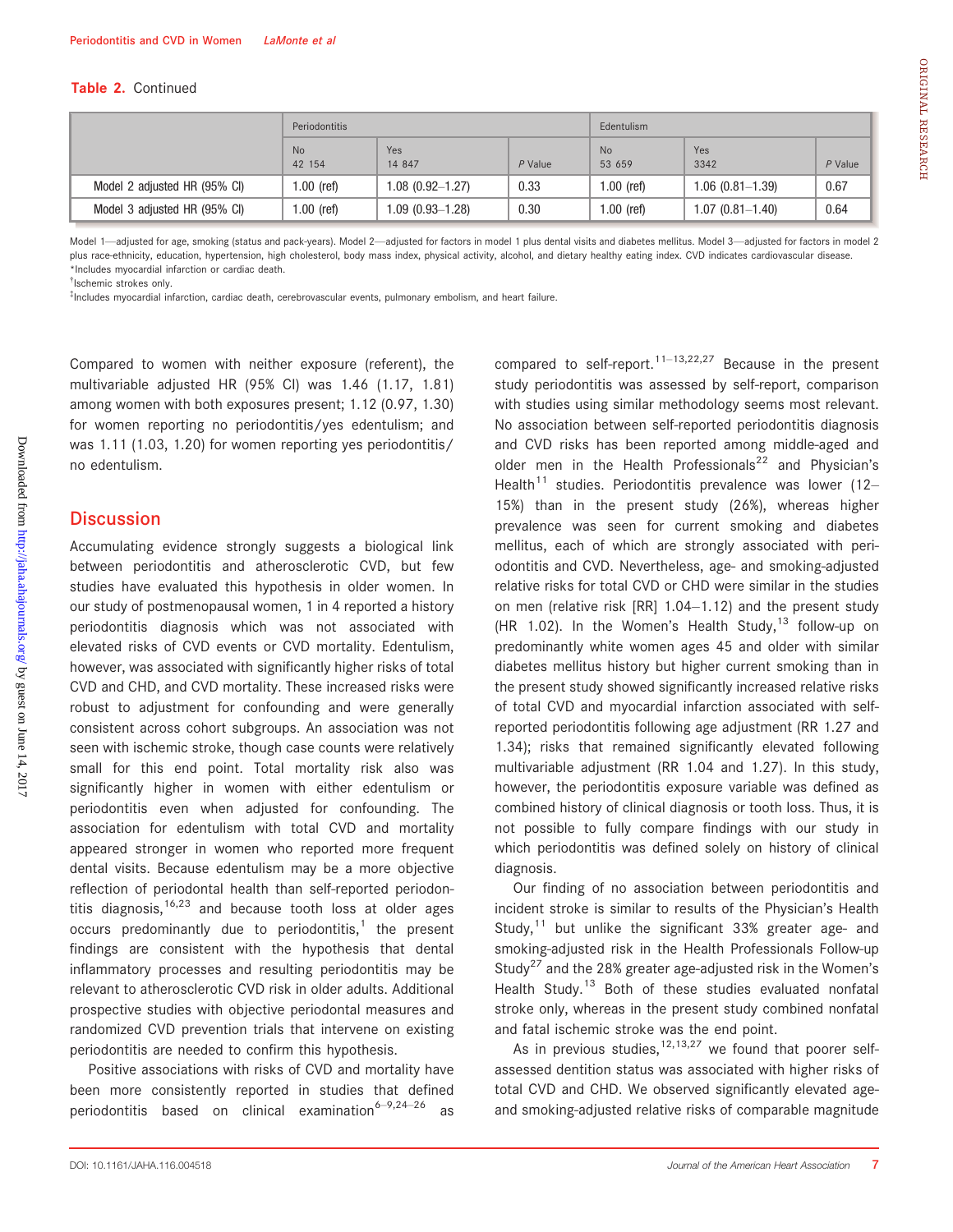**Table 2.** Continued

| | Periodontitis | | | Edentulism | | |
|---|---|---|---|---|---|---|
| | No 42 154 | Yes 14 847 | *P* Value | No 53 659 | Yes 3342 | *P* Value |
| Model 2 adjusted HR (95% CI) | 1.00 (ref) | 1.08 (0.92–1.27) | 0.33 | 1.00 (ref) | 1.06 (0.81–1.39) | 0.67 |
| Model 3 adjusted HR (95% CI) | 1.00 (ref) | 1.09 (0.93–1.28) | 0.30 | 1.00 (ref) | 1.07 (0.81–1.40) | 0.64 |

Model 1—adjusted for age, smoking (status and pack-years). Model 2—adjusted for factors in model 1 plus dental visits and diabetes mellitus. Model 3—adjusted for factors in model 2 plus race-ethnicity, education, hypertension, high cholesterol, body mass index, physical activity, alcohol, and dietary healthy eating index. CVD indicates cardiovascular disease.
*Includes myocardial infarction or cardiac death.
†Ischemic strokes only.
‡Includes myocardial infarction, cardiac death, cerebrovascular events, pulmonary embolism, and heart failure.

Compared to women with neither exposure (referent), the multivariable adjusted HR (95% CI) was 1.46 (1.17, 1.81) among women with both exposures present; 1.12 (0.97, 1.30) for women reporting no periodontitis/yes edentulism; and was 1.11 (1.03, 1.20) for women reporting yes periodontitis/no edentulism.

## Discussion

Accumulating evidence strongly suggests a biological link between periodontitis and atherosclerotic CVD, but few studies have evaluated this hypothesis in older women. In our study of postmenopausal women, 1 in 4 reported a history periodontitis diagnosis which was not associated with elevated risks of CVD events or CVD mortality. Edentulism, however, was associated with significantly higher risks of total CVD and CHD, and CVD mortality. These increased risks were robust to adjustment for confounding and were generally consistent across cohort subgroups. An association was not seen with ischemic stroke, though case counts were relatively small for this end point. Total mortality risk also was significantly higher in women with either edentulism or periodontitis even when adjusted for confounding. The association for edentulism with total CVD and mortality appeared stronger in women who reported more frequent dental visits. Because edentulism may be a more objective reflection of periodontal health than self-reported periodontitis diagnosis,[16,23] and because tooth loss at older ages occurs predominantly due to periodontitis,[1] the present findings are consistent with the hypothesis that dental inflammatory processes and resulting periodontitis may be relevant to atherosclerotic CVD risk in older adults. Additional prospective studies with objective periodontal measures and randomized CVD prevention trials that intervene on existing periodontitis are needed to confirm this hypothesis.

Positive associations with risks of CVD and mortality have been more consistently reported in studies that defined periodontitis based on clinical examination[6–9,24–26] as compared to self-report.[11–13,22,27] Because in the present study periodontitis was assessed by self-report, comparison with studies using similar methodology seems most relevant. No association between self-reported periodontitis diagnosis and CVD risks has been reported among middle-aged and older men in the Health Professionals[22] and Physician's Health[11] studies. Periodontitis prevalence was lower (12–15%) than in the present study (26%), whereas higher prevalence was seen for current smoking and diabetes mellitus, each of which are strongly associated with periodontitis and CVD. Nevertheless, age- and smoking-adjusted relative risks for total CVD or CHD were similar in the studies on men (relative risk [RR] 1.04–1.12) and the present study (HR 1.02). In the Women's Health Study,[13] follow-up on predominantly white women ages 45 and older with similar diabetes mellitus history but higher current smoking than in the present study showed significantly increased relative risks of total CVD and myocardial infarction associated with self-reported periodontitis following age adjustment (RR 1.27 and 1.34); risks that remained significantly elevated following multivariable adjustment (RR 1.04 and 1.27). In this study, however, the periodontitis exposure variable was defined as combined history of clinical diagnosis or tooth loss. Thus, it is not possible to fully compare findings with our study in which periodontitis was defined solely on history of clinical diagnosis.

Our finding of no association between periodontitis and incident stroke is similar to results of the Physician's Health Study,[11] but unlike the significant 33% greater age- and smoking-adjusted risk in the Health Professionals Follow-up Study[27] and the 28% greater age-adjusted risk in the Women's Health Study.[13] Both of these studies evaluated nonfatal stroke only, whereas in the present study combined nonfatal and fatal ischemic stroke was the end point.

As in previous studies,[12,13,27] we found that poorer self-assessed dentition status was associated with higher risks of total CVD and CHD. We observed significantly elevated age- and smoking-adjusted relative risks of comparable magnitude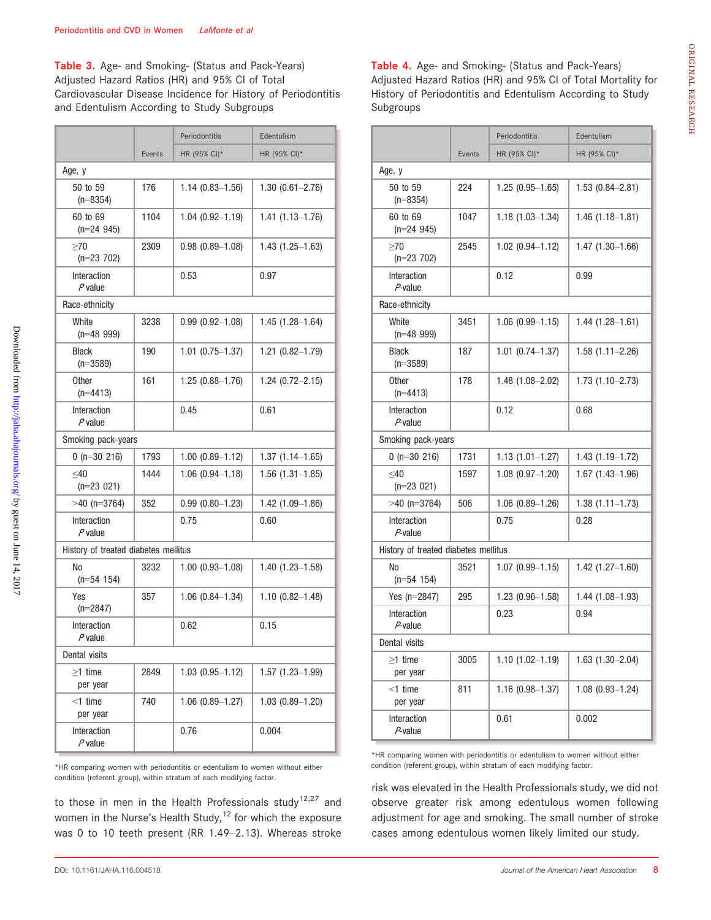**Table 3.** Age- and Smoking- (Status and Pack-Years) Adjusted Hazard Ratios (HR) and 95% CI of Total Cardiovascular Disease Incidence for History of Periodontitis and Edentulism According to Study Subgroups

| | | Periodontitis | Edentulism |
|---|---|---|---|
| | Events | HR (95% CI)* | HR (95% CI)* |
| Age, y | | | |
| 50 to 59 (n=8354) | 176 | 1.14 (0.83–1.56) | 1.30 (0.61–2.76) |
| 60 to 69 (n=24 945) | 1104 | 1.04 (0.92–1.19) | 1.41 (1.13–1.76) |
| ≥70 (n=23 702) | 2309 | 0.98 (0.89–1.08) | 1.43 (1.25–1.63) |
| Interaction *P* value | | 0.53 | 0.97 |
| Race-ethnicity | | | |
| White (n=48 999) | 3238 | 0.99 (0.92–1.08) | 1.45 (1.28–1.64) |
| Black (n=3589) | 190 | 1.01 (0.75–1.37) | 1.21 (0.82–1.79) |
| Other (n=4413) | 161 | 1.25 (0.88–1.76) | 1.24 (0.72–2.15) |
| Interaction *P* value | | 0.45 | 0.61 |
| Smoking pack-years | | | |
| 0 (n=30 216) | 1793 | 1.00 (0.89–1.12) | 1.37 (1.14–1.65) |
| ≤40 (n=23 021) | 1444 | 1.06 (0.94–1.18) | 1.56 (1.31–1.85) |
| >40 (n=3764) | 352 | 0.99 (0.80–1.23) | 1.42 (1.09–1.86) |
| Interaction *P* value | | 0.75 | 0.60 |
| History of treated diabetes mellitus | | | |
| No (n=54 154) | 3232 | 1.00 (0.93–1.08) | 1.40 (1.23–1.58) |
| Yes (n=2847) | 357 | 1.06 (0.84–1.34) | 1.10 (0.82–1.48) |
| Interaction *P* value | | 0.62 | 0.15 |
| Dental visits | | | |
| ≥1 time per year | 2849 | 1.03 (0.95–1.12) | 1.57 (1.23–1.99) |
| <1 time per year | 740 | 1.06 (0.89–1.27) | 1.03 (0.89–1.20) |
| Interaction *P* value | | 0.76 | 0.004 |

*HR comparing women with periodontitis or edentulism to women without either condition (referent group), within stratum of each modifying factor.

**Table 4.** Age- and Smoking- (Status and Pack-Years) Adjusted Hazard Ratios (HR) and 95% CI of Total Mortality for History of Periodontitis and Edentulism According to Study Subgroups

| | | Periodontitis | Edentulism |
|---|---|---|---|
| | Events | HR (95% CI)* | HR (95% CI)* |
| Age, y | | | |
| 50 to 59 (n=8354) | 224 | 1.25 (0.95–1.65) | 1.53 (0.84–2.81) |
| 60 to 69 (n=24 945) | 1047 | 1.18 (1.03–1.34) | 1.46 (1.18–1.81) |
| ≥70 (n=23 702) | 2545 | 1.02 (0.94–1.12) | 1.47 (1.30–1.66) |
| Interaction *P*-value | | 0.12 | 0.99 |
| Race-ethnicity | | | |
| White (n=48 999) | 3451 | 1.06 (0.99–1.15) | 1.44 (1.28–1.61) |
| Black (n=3589) | 187 | 1.01 (0.74–1.37) | 1.58 (1.11–2.26) |
| Other (n=4413) | 178 | 1.48 (1.08–2.02) | 1.73 (1.10–2.73) |
| Interaction *P*-value | | 0.12 | 0.68 |
| Smoking pack-years | | | |
| 0 (n=30 216) | 1731 | 1.13 (1.01–1.27) | 1.43 (1.19–1.72) |
| ≤40 (n=23 021) | 1597 | 1.08 (0.97–1.20) | 1.67 (1.43–1.96) |
| >40 (n=3764) | 506 | 1.06 (0.89–1.26) | 1.38 (1.11–1.73) |
| Interaction *P*-value | | 0.75 | 0.28 |
| History of treated diabetes mellitus | | | |
| No (n=54 154) | 3521 | 1.07 (0.99–1.15) | 1.42 (1.27–1.60) |
| Yes (n=2847) | 295 | 1.23 (0.96–1.58) | 1.44 (1.08–1.93) |
| Interaction *P*-value | | 0.23 | 0.94 |
| Dental visits | | | |
| ≥1 time per year | 3005 | 1.10 (1.02–1.19) | 1.63 (1.30–2.04) |
| <1 time per year | 811 | 1.16 (0.98–1.37) | 1.08 (0.93–1.24) |
| Interaction *P*-value | | 0.61 | 0.002 |

*HR comparing women with periodontitis or edentulism to women without either condition (referent group), within stratum of each modifying factor.

to those in men in the Health Professionals study[12,27] and women in the Nurse's Health Study,[12] for which the exposure was 0 to 10 teeth present (RR 1.49–2.13). Whereas stroke risk was elevated in the Health Professionals study, we did not observe greater risk among edentulous women following adjustment for age and smoking. The small number of stroke cases among edentulous women likely limited our study.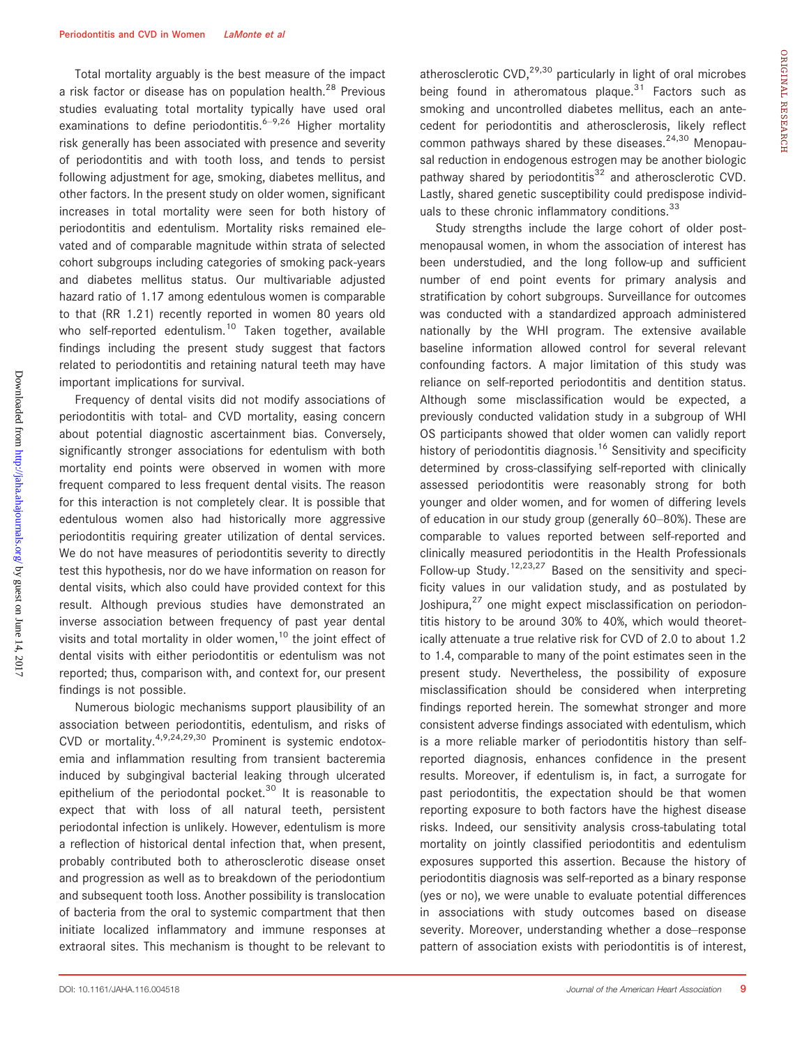Total mortality arguably is the best measure of the impact a risk factor or disease has on population health.[28] Previous studies evaluating total mortality typically have used oral examinations to define periodontitis.[6–9,26] Higher mortality risk generally has been associated with presence and severity of periodontitis and with tooth loss, and tends to persist following adjustment for age, smoking, diabetes mellitus, and other factors. In the present study on older women, significant increases in total mortality were seen for both history of periodontitis and edentulism. Mortality risks remained elevated and of comparable magnitude within strata of selected cohort subgroups including categories of smoking pack-years and diabetes mellitus status. Our multivariable adjusted hazard ratio of 1.17 among edentulous women is comparable to that (RR 1.21) recently reported in women 80 years old who self-reported edentulism.[10] Taken together, available findings including the present study suggest that factors related to periodontitis and retaining natural teeth may have important implications for survival.

Frequency of dental visits did not modify associations of periodontitis with total- and CVD mortality, easing concern about potential diagnostic ascertainment bias. Conversely, significantly stronger associations for edentulism with both mortality end points were observed in women with more frequent compared to less frequent dental visits. The reason for this interaction is not completely clear. It is possible that edentulous women also had historically more aggressive periodontitis requiring greater utilization of dental services. We do not have measures of periodontitis severity to directly test this hypothesis, nor do we have information on reason for dental visits, which also could have provided context for this result. Although previous studies have demonstrated an inverse association between frequency of past year dental visits and total mortality in older women,[10] the joint effect of dental visits with either periodontitis or edentulism was not reported; thus, comparison with, and context for, our present findings is not possible.

Numerous biologic mechanisms support plausibility of an association between periodontitis, edentulism, and risks of CVD or mortality.[4,9,24,29,30] Prominent is systemic endotoxemia and inflammation resulting from transient bacteremia induced by subgingival bacterial leaking through ulcerated epithelium of the periodontal pocket.[30] It is reasonable to expect that with loss of all natural teeth, persistent periodontal infection is unlikely. However, edentulism is more a reflection of historical dental infection that, when present, probably contributed both to atherosclerotic disease onset and progression as well as to breakdown of the periodontium and subsequent tooth loss. Another possibility is translocation of bacteria from the oral to systemic compartment that then initiate localized inflammatory and immune responses at extraoral sites. This mechanism is thought to be relevant to atherosclerotic CVD,[29,30] particularly in light of oral microbes being found in atheromatous plaque.[31] Factors such as smoking and uncontrolled diabetes mellitus, each an antecedent for periodontitis and atherosclerosis, likely reflect common pathways shared by these diseases.[24,30] Menopausal reduction in endogenous estrogen may be another biologic pathway shared by periodontitis[32] and atherosclerotic CVD. Lastly, shared genetic susceptibility could predispose individuals to these chronic inflammatory conditions.[33]

Study strengths include the large cohort of older postmenopausal women, in whom the association of interest has been understudied, and the long follow-up and sufficient number of end point events for primary analysis and stratification by cohort subgroups. Surveillance for outcomes was conducted with a standardized approach administered nationally by the WHI program. The extensive available baseline information allowed control for several relevant confounding factors. A major limitation of this study was reliance on self-reported periodontitis and dentition status. Although some misclassification would be expected, a previously conducted validation study in a subgroup of WHI OS participants showed that older women can validly report history of periodontitis diagnosis.[16] Sensitivity and specificity determined by cross-classifying self-reported with clinically assessed periodontitis were reasonably strong for both younger and older women, and for women of differing levels of education in our study group (generally 60–80%). These are comparable to values reported between self-reported and clinically measured periodontitis in the Health Professionals Follow-up Study.[12,23,27] Based on the sensitivity and specificity values in our validation study, and as postulated by Joshipura,[27] one might expect misclassification on periodontitis history to be around 30% to 40%, which would theoretically attenuate a true relative risk for CVD of 2.0 to about 1.2 to 1.4, comparable to many of the point estimates seen in the present study. Nevertheless, the possibility of exposure misclassification should be considered when interpreting findings reported herein. The somewhat stronger and more consistent adverse findings associated with edentulism, which is a more reliable marker of periodontitis history than self-reported diagnosis, enhances confidence in the present results. Moreover, if edentulism is, in fact, a surrogate for past periodontitis, the expectation should be that women reporting exposure to both factors have the highest disease risks. Indeed, our sensitivity analysis cross-tabulating total mortality on jointly classified periodontitis and edentulism exposures supported this assertion. Because the history of periodontitis diagnosis was self-reported as a binary response (yes or no), we were unable to evaluate potential differences in associations with study outcomes based on disease severity. Moreover, understanding whether a dose–response pattern of association exists with periodontitis is of interest,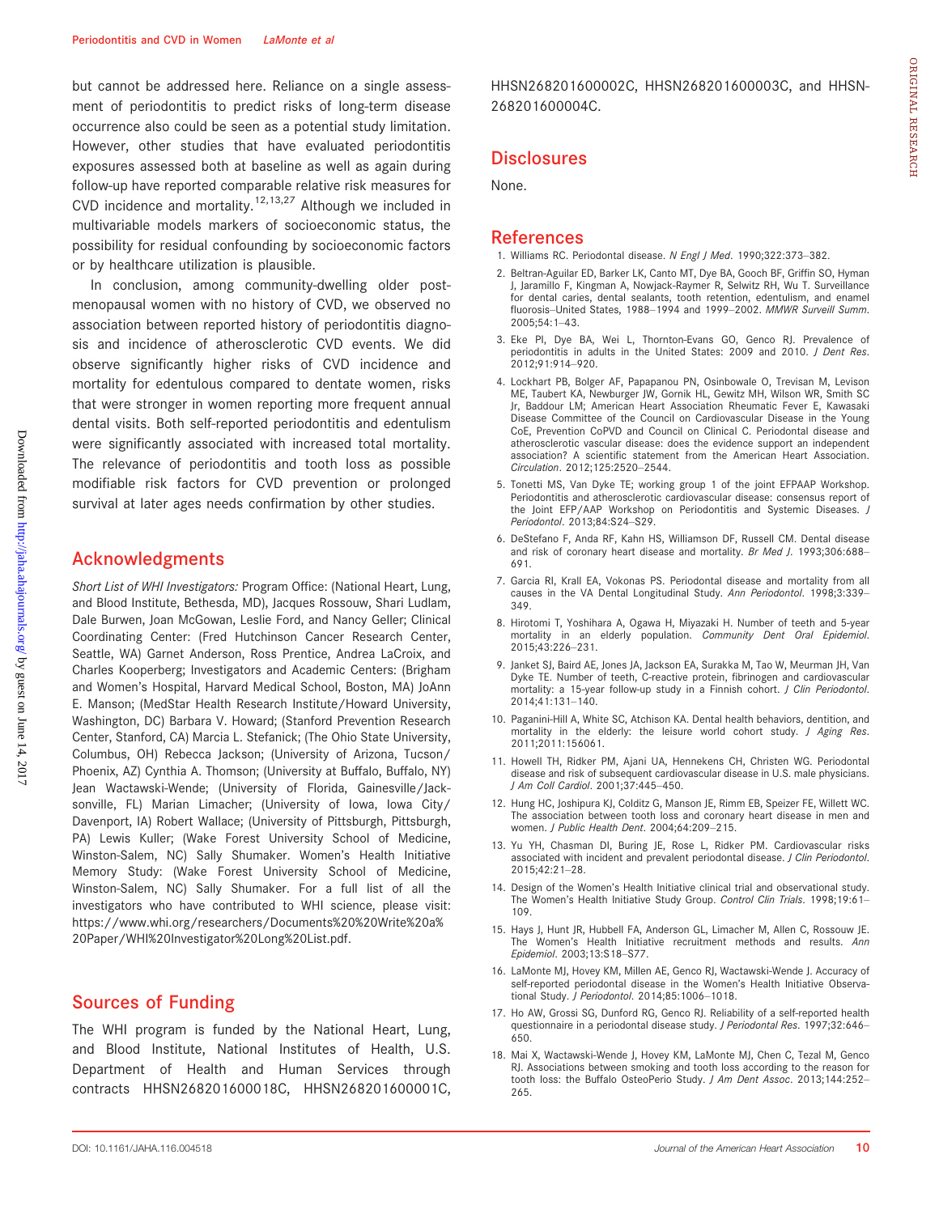but cannot be addressed here. Reliance on a single assessment of periodontitis to predict risks of long-term disease occurrence also could be seen as a potential study limitation. However, other studies that have evaluated periodontitis exposures assessed both at baseline as well as again during follow-up have reported comparable relative risk measures for CVD incidence and mortality.[12,13,27] Although we included in multivariable models markers of socioeconomic status, the possibility for residual confounding by socioeconomic factors or by healthcare utilization is plausible.

In conclusion, among community-dwelling older postmenopausal women with no history of CVD, we observed no association between reported history of periodontitis diagnosis and incidence of atherosclerotic CVD events. We did observe significantly higher risks of CVD incidence and mortality for edentulous compared to dentate women, risks that were stronger in women reporting more frequent annual dental visits. Both self-reported periodontitis and edentulism were significantly associated with increased total mortality. The relevance of periodontitis and tooth loss as possible modifiable risk factors for CVD prevention or prolonged survival at later ages needs confirmation by other studies.

## Acknowledgments

*Short List of WHI Investigators:* Program Office: (National Heart, Lung, and Blood Institute, Bethesda, MD), Jacques Rossouw, Shari Ludlam, Dale Burwen, Joan McGowan, Leslie Ford, and Nancy Geller; Clinical Coordinating Center: (Fred Hutchinson Cancer Research Center, Seattle, WA) Garnet Anderson, Ross Prentice, Andrea LaCroix, and Charles Kooperberg; Investigators and Academic Centers: (Brigham and Women's Hospital, Harvard Medical School, Boston, MA) JoAnn E. Manson; (MedStar Health Research Institute/Howard University, Washington, DC) Barbara V. Howard; (Stanford Prevention Research Center, Stanford, CA) Marcia L. Stefanick; (The Ohio State University, Columbus, OH) Rebecca Jackson; (University of Arizona, Tucson/Phoenix, AZ) Cynthia A. Thomson; (University at Buffalo, Buffalo, NY) Jean Wactawski-Wende; (University of Florida, Gainesville/Jacksonville, FL) Marian Limacher; (University of Iowa, Iowa City/Davenport, IA) Robert Wallace; (University of Pittsburgh, Pittsburgh, PA) Lewis Kuller; (Wake Forest University School of Medicine, Winston-Salem, NC) Sally Shumaker. Women's Health Initiative Memory Study: (Wake Forest University School of Medicine, Winston-Salem, NC) Sally Shumaker. For a full list of all the investigators who have contributed to WHI science, please visit: https://www.whi.org/researchers/Documents%20%20Write%20a%20Paper/WHI%20Investigator%20Long%20List.pdf.

## Sources of Funding

The WHI program is funded by the National Heart, Lung, and Blood Institute, National Institutes of Health, U.S. Department of Health and Human Services through contracts HHSN268201600018C, HHSN268201600001C, HHSN268201600002C, HHSN268201600003C, and HHSN268201600004C.

## Disclosures

None.

## References

1. Williams RC. Periodontal disease. *N Engl J Med*. 1990;322:373–382.
2. Beltran-Aguilar ED, Barker LK, Canto MT, Dye BA, Gooch BF, Griffin SO, Hyman J, Jaramillo F, Kingman A, Nowjack-Raymer R, Selwitz RH, Wu T. Surveillance for dental caries, dental sealants, tooth retention, edentulism, and enamel fluorosis–United States, 1988–1994 and 1999–2002. *MMWR Surveill Summ*. 2005;54:1–43.
3. Eke PI, Dye BA, Wei L, Thornton-Evans GO, Genco RJ. Prevalence of periodontitis in adults in the United States: 2009 and 2010. *J Dent Res*. 2012;91:914–920.
4. Lockhart PB, Bolger AF, Papapanou PN, Osinbowale O, Trevisan M, Levison ME, Taubert KA, Newburger JW, Gornik HL, Gewitz MH, Wilson WR, Smith SC Jr, Baddour LM; American Heart Association Rheumatic Fever E, Kawasaki Disease Committee of the Council on Cardiovascular Disease in the Young CoE, Prevention CoPVD and Council on Clinical C. Periodontal disease and atherosclerotic vascular disease: does the evidence support an independent association? A scientific statement from the American Heart Association. *Circulation*. 2012;125:2520–2544.
5. Tonetti MS, Van Dyke TE; working group 1 of the joint EFPAAP Workshop. Periodontitis and atherosclerotic cardiovascular disease: consensus report of the Joint EFP/AAP Workshop on Periodontitis and Systemic Diseases. *J Periodontol*. 2013;84:S24–S29.
6. DeStefano F, Anda RF, Kahn HS, Williamson DF, Russell CM. Dental disease and risk of coronary heart disease and mortality. *Br Med J*. 1993;306:688–691.
7. Garcia RI, Krall EA, Vokonas PS. Periodontal disease and mortality from all causes in the VA Dental Longitudinal Study. *Ann Periodontol*. 1998;3:339–349.
8. Hirotomi T, Yoshihara A, Ogawa H, Miyazaki H. Number of teeth and 5-year mortality in an elderly population. *Community Dent Oral Epidemiol*. 2015;43:226–231.
9. Janket SJ, Baird AE, Jones JA, Jackson EA, Surakka M, Tao W, Meurman JH, Van Dyke TE. Number of teeth, C-reactive protein, fibrinogen and cardiovascular mortality: a 15-year follow-up study in a Finnish cohort. *J Clin Periodontol*. 2014;41:131–140.
10. Paganini-Hill A, White SC, Atchison KA. Dental health behaviors, dentition, and mortality in the elderly: the leisure world cohort study. *J Aging Res*. 2011;2011:156061.
11. Howell TH, Ridker PM, Ajani UA, Hennekens CH, Christen WG. Periodontal disease and risk of subsequent cardiovascular disease in U.S. male physicians. *J Am Coll Cardiol*. 2001;37:445–450.
12. Hung HC, Joshipura KJ, Colditz G, Manson JE, Rimm EB, Speizer FE, Willett WC. The association between tooth loss and coronary heart disease in men and women. *J Public Health Dent*. 2004;64:209–215.
13. Yu YH, Chasman DI, Buring JE, Rose L, Ridker PM. Cardiovascular risks associated with incident and prevalent periodontal disease. *J Clin Periodontol*. 2015;42:21–28.
14. Design of the Women's Health Initiative clinical trial and observational study. The Women's Health Initiative Study Group. *Control Clin Trials*. 1998;19:61–109.
15. Hays J, Hunt JR, Hubbell FA, Anderson GL, Limacher M, Allen C, Rossouw JE. The Women's Health Initiative recruitment methods and results. *Ann Epidemiol*. 2003;13:S18–S77.
16. LaMonte MJ, Hovey KM, Millen AE, Genco RJ, Wactawski-Wende J. Accuracy of self-reported periodontal disease in the Women's Health Initiative Observational Study. *J Periodontol*. 2014;85:1006–1018.
17. Ho AW, Grossi SG, Dunford RG, Genco RJ. Reliability of a self-reported health questionnaire in a periodontal disease study. *J Periodontal Res*. 1997;32:646–650.
18. Mai X, Wactawski-Wende J, Hovey KM, LaMonte MJ, Chen C, Tezal M, Genco RJ. Associations between smoking and tooth loss according to the reason for tooth loss: the Buffalo OsteoPerio Study. *J Am Dent Assoc*. 2013;144:252–265.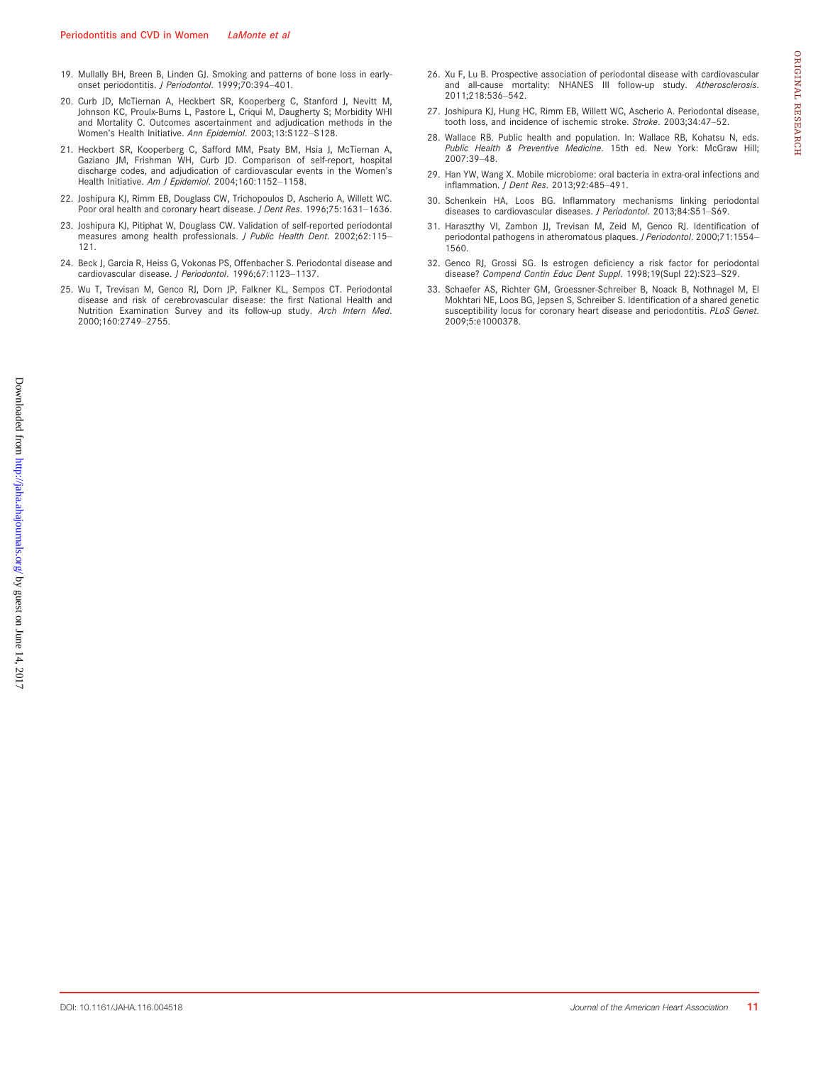19. Mullally BH, Breen B, Linden GJ. Smoking and patterns of bone loss in early-onset periodontitis. *J Periodontol*. 1999;70:394–401.
20. Curb JD, McTiernan A, Heckbert SR, Kooperberg C, Stanford J, Nevitt M, Johnson KC, Proulx-Burns L, Pastore L, Criqui M, Daugherty S; Morbidity WHI and Mortality C. Outcomes ascertainment and adjudication methods in the Women's Health Initiative. *Ann Epidemiol*. 2003;13:S122–S128.
21. Heckbert SR, Kooperberg C, Safford MM, Psaty BM, Hsia J, McTiernan A, Gaziano JM, Frishman WH, Curb JD. Comparison of self-report, hospital discharge codes, and adjudication of cardiovascular events in the Women's Health Initiative. *Am J Epidemiol*. 2004;160:1152–1158.
22. Joshipura KJ, Rimm EB, Douglass CW, Trichopoulos D, Ascherio A, Willett WC. Poor oral health and coronary heart disease. *J Dent Res*. 1996;75:1631–1636.
23. Joshipura KJ, Pitiphat W, Douglass CW. Validation of self-reported periodontal measures among health professionals. *J Public Health Dent*. 2002;62:115–121.
24. Beck J, Garcia R, Heiss G, Vokonas PS, Offenbacher S. Periodontal disease and cardiovascular disease. *J Periodontol*. 1996;67:1123–1137.
25. Wu T, Trevisan M, Genco RJ, Dorn JP, Falkner KL, Sempos CT. Periodontal disease and risk of cerebrovascular disease: the first National Health and Nutrition Examination Survey and its follow-up study. *Arch Intern Med*. 2000;160:2749–2755.
26. Xu F, Lu B. Prospective association of periodontal disease with cardiovascular and all-cause mortality: NHANES III follow-up study. *Atherosclerosis*. 2011;218:536–542.
27. Joshipura KJ, Hung HC, Rimm EB, Willett WC, Ascherio A. Periodontal disease, tooth loss, and incidence of ischemic stroke. *Stroke*. 2003;34:47–52.
28. Wallace RB. Public health and population. In: Wallace RB, Kohatsu N, eds. *Public Health & Preventive Medicine*. 15th ed. New York: McGraw Hill; 2007:39–48.
29. Han YW, Wang X. Mobile microbiome: oral bacteria in extra-oral infections and inflammation. *J Dent Res*. 2013;92:485–491.
30. Schenkein HA, Loos BG. Inflammatory mechanisms linking periodontal diseases to cardiovascular diseases. *J Periodontol*. 2013;84:S51–S69.
31. Haraszthy VI, Zambon JJ, Trevisan M, Zeid M, Genco RJ. Identification of periodontal pathogens in atheromatous plaques. *J Periodontol*. 2000;71:1554–1560.
32. Genco RJ, Grossi SG. Is estrogen deficiency a risk factor for periodontal disease? *Compend Contin Educ Dent Suppl*. 1998;19(Supl 22):S23–S29.
33. Schaefer AS, Richter GM, Groessner-Schreiber B, Noack B, Nothnagel M, El Mokhtari NE, Loos BG, Jepsen S, Schreiber S. Identification of a shared genetic susceptibility locus for coronary heart disease and periodontitis. *PLoS Genet*. 2009;5:e1000378.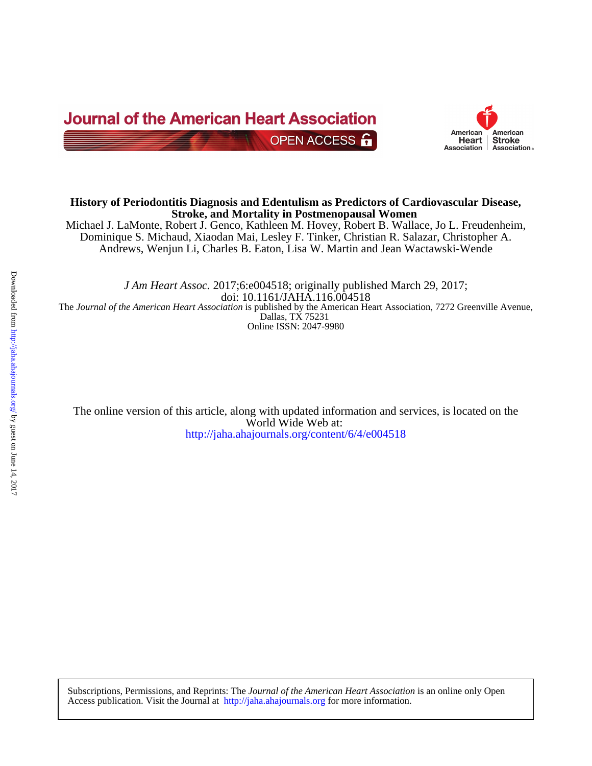**Journal of the American Heart Association**

OPEN ACCESS

American Heart Association | American Stroke Association

**History of Periodontitis Diagnosis and Edentulism as Predictors of Cardiovascular Disease, Stroke, and Mortality in Postmenopausal Women**

Michael J. LaMonte, Robert J. Genco, Kathleen M. Hovey, Robert B. Wallace, Jo L. Freudenheim, Dominique S. Michaud, Xiaodan Mai, Lesley F. Tinker, Christian R. Salazar, Christopher A. Andrews, Wenjun Li, Charles B. Eaton, Lisa W. Martin and Jean Wactawski-Wende

*J Am Heart Assoc.* 2017;6:e004518; originally published March 29, 2017;
doi: 10.1161/JAHA.116.004518
The *Journal of the American Heart Association* is published by the American Heart Association, 7272 Greenville Avenue, Dallas, TX 75231
Online ISSN: 2047-9980

The online version of this article, along with updated information and services, is located on the World Wide Web at:
http://jaha.ahajournals.org/content/6/4/e004518

Subscriptions, Permissions, and Reprints: The *Journal of the American Heart Association* is an online only Open Access publication. Visit the Journal at http://jaha.ahajournals.org for more information.

Downloaded from http://jaha.ahajournals.org/ by guest on June 14, 2017